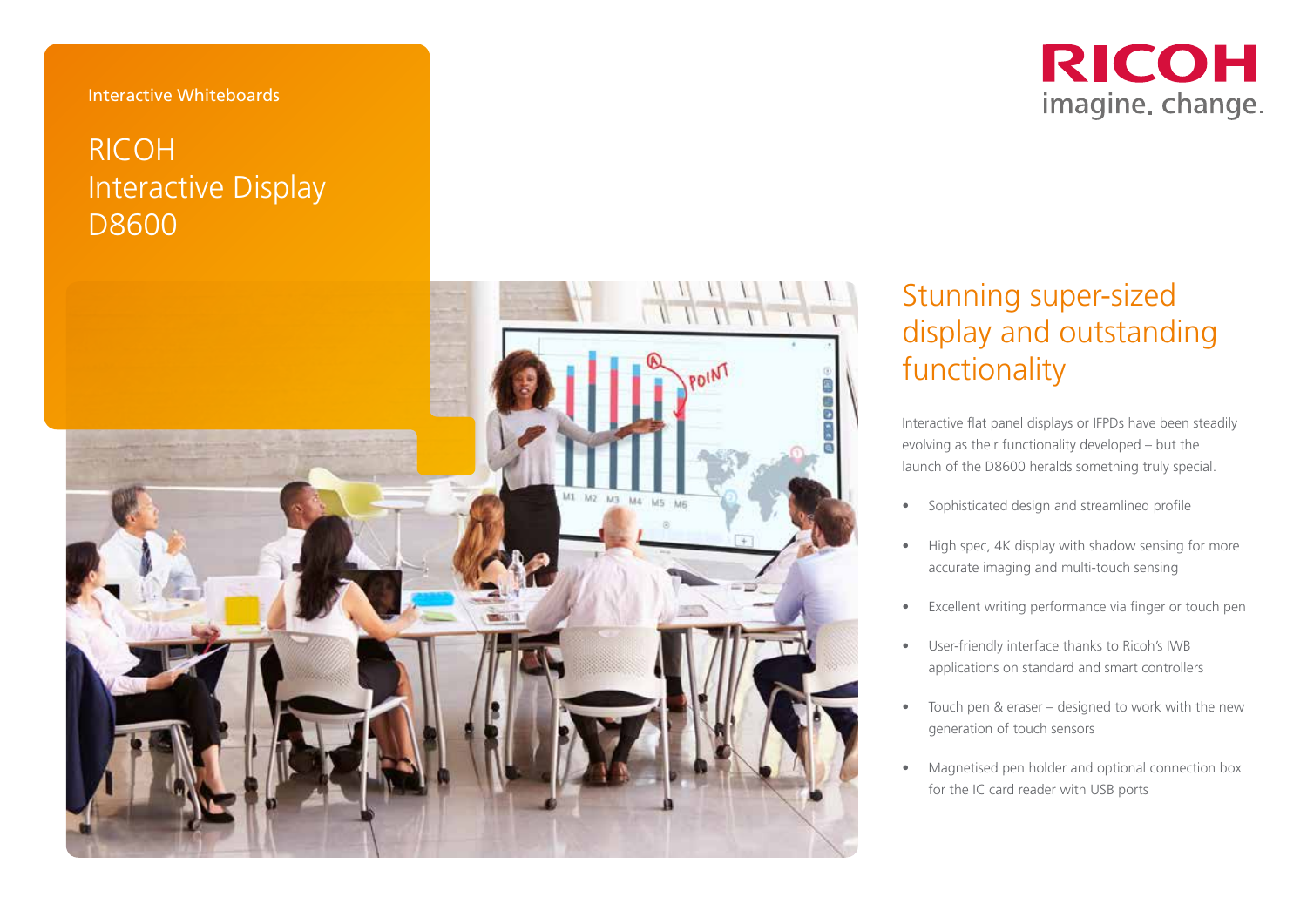Interactive Whiteboards

# RICOH Interactive Display D8600

RICOH
imagine. change.

## Stunning super-sized display and outstanding functionality

Interactive flat panel displays or IFPDs have been steadily evolving as their functionality developed – but the launch of the D8600 heralds something truly special.

- Sophisticated design and streamlined profile
- High spec, 4K display with shadow sensing for more accurate imaging and multi-touch sensing
- Excellent writing performance via finger or touch pen
- User-friendly interface thanks to Ricoh's IWB applications on standard and smart controllers
- Touch pen & eraser – designed to work with the new generation of touch sensors
- Magnetised pen holder and optional connection box for the IC card reader with USB ports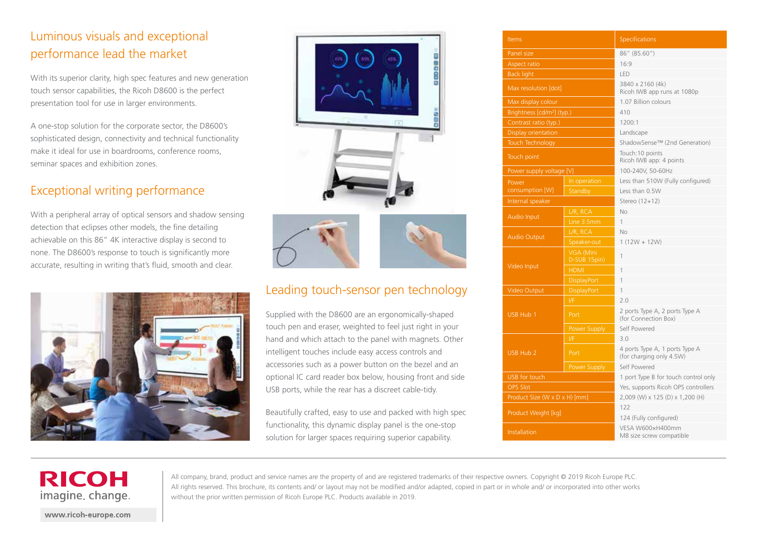## Luminous visuals and exceptional performance lead the market

With its superior clarity, high spec features and new generation touch sensor capabilities, the Ricoh D8600 is the perfect presentation tool for use in larger environments.

A one-stop solution for the corporate sector, the D8600's sophisticated design, connectivity and technical functionality make it ideal for use in boardrooms, conference rooms, seminar spaces and exhibition zones.

## Exceptional writing performance

With a peripheral array of optical sensors and shadow sensing detection that eclipses other models, the fine detailing achievable on this 86" 4K interactive display is second to none. The D8600's response to touch is significantly more accurate, resulting in writing that's fluid, smooth and clear.

## Leading touch-sensor pen technology

Supplied with the D8600 are an ergonomically-shaped touch pen and eraser, weighted to feel just right in your hand and which attach to the panel with magnets. Other intelligent touches include easy access controls and accessories such as a power button on the bezel and an optional IC card reader box below, housing front and side USB ports, while the rear has a discreet cable-tidy.

Beautifully crafted, easy to use and packed with high spec functionality, this dynamic display panel is the one-stop solution for larger spaces requiring superior capability.

| Items | | Specifications |
|---|---|---|
| Panel size | | 86" (85.60") |
| Aspect ratio | | 16:9 |
| Back light | | LED |
| Max resolution [dot] | | 3840 x 2160 (4k)<br>Ricoh IWB app runs at 1080p |
| Max display colour | | 1.07 Billion colours |
| Brightness [cd/m²] (typ.) | | 410 |
| Contrast ratio (typ.) | | 1200:1 |
| Display orientation | | Landscape |
| Touch Technology | | ShadowSense™ (2nd Generation) |
| Touch point | | Touch:10 points<br>Ricoh IWB app: 4 points |
| Power supply voltage [V] | | 100-240V, 50-60Hz |
| Power consumption [W] | In operation | Less than 510W (Fully configured) |
| | Standby | Less than 0.5W |
| Internal speaker | | Stereo (12+12) |
| Audio Input | L/R, RCA | No |
| | Line 3.5mm | 1 |
| Audio Output | L/R, RCA | No |
| | Speaker-out | 1 (12W + 12W) |
| Video Input | VGA (Mini D-SUB 15pin) | 1 |
| | HDMI | 1 |
| | DisplayPort | 1 |
| Video Output | DisplayPort | 1 |
| USB Hub 1 | I/F | 2.0 |
| | Port | 2 ports Type A, 2 ports Type A (for Connection Box) |
| | Power Supply | Self Powered |
| USB Hub 2 | I/F | 3.0 |
| | Port | 4 ports Type A, 1 ports Type A (for charging only 4.5W) |
| | Power Supply | Self Powered |
| USB for touch | | 1 port Type B for touch control only |
| OPS Slot | | Yes, supports Ricoh OPS controllers |
| Product Size (W x D x H) [mm] | | 2,009 (W) x 125 (D) x 1,200 (H) |
| Product Weight [kg] | | 122 |
| | | 124 (Fully configured) |
| Installation | | VESA W600×H400mm<br>M8 size screw compatible |

**RICOH**
imagine. change.

www.ricoh-europe.com

All company, brand, product and service names are the property of and are registered trademarks of their respective owners. Copyright © 2019 Ricoh Europe PLC. All rights reserved. This brochure, its contents and/ or layout may not be modified and/or adapted, copied in part or in whole and/ or incorporated into other works without the prior written permission of Ricoh Europe PLC. Products available in 2019.